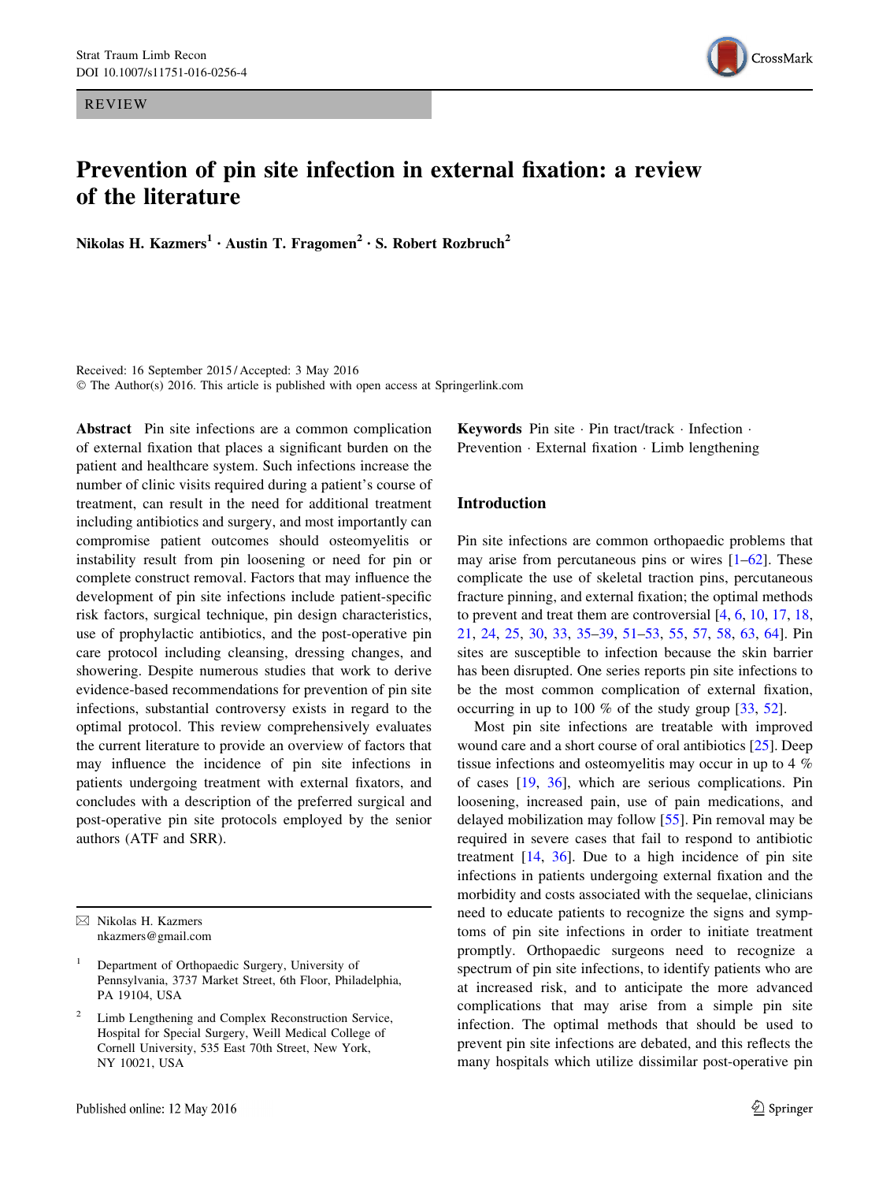REVIEW

# Prevention of pin site infection in external fixation: a review of the literature

**Nikolas H. Kazmers[1] · Austin T. Fragomen[2] · S. Robert Rozbruch[2]**

Received: 16 September 2015 / Accepted: 3 May 2016
© The Author(s) 2016. This article is published with open access at Springerlink.com

**Abstract** Pin site infections are a common complication of external fixation that places a significant burden on the patient and healthcare system. Such infections increase the number of clinic visits required during a patient's course of treatment, can result in the need for additional treatment including antibiotics and surgery, and most importantly can compromise patient outcomes should osteomyelitis or instability result from pin loosening or need for pin or complete construct removal. Factors that may influence the development of pin site infections include patient-specific risk factors, surgical technique, pin design characteristics, use of prophylactic antibiotics, and the post-operative pin care protocol including cleansing, dressing changes, and showering. Despite numerous studies that work to derive evidence-based recommendations for prevention of pin site infections, substantial controversy exists in regard to the optimal protocol. This review comprehensively evaluates the current literature to provide an overview of factors that may influence the incidence of pin site infections in patients undergoing treatment with external fixators, and concludes with a description of the preferred surgical and post-operative pin site protocols employed by the senior authors (ATF and SRR).

✉ Nikolas H. Kazmers
nkazmers@gmail.com

[1] Department of Orthopaedic Surgery, University of Pennsylvania, 3737 Market Street, 6th Floor, Philadelphia, PA 19104, USA

[2] Limb Lengthening and Complex Reconstruction Service, Hospital for Special Surgery, Weill Medical College of Cornell University, 535 East 70th Street, New York, NY 10021, USA

**Keywords** Pin site · Pin tract/track · Infection · Prevention · External fixation · Limb lengthening

## Introduction

Pin site infections are common orthopaedic problems that may arise from percutaneous pins or wires [1–62]. These complicate the use of skeletal traction pins, percutaneous fracture pinning, and external fixation; the optimal methods to prevent and treat them are controversial [4, 6, 10, 17, 18, 21, 24, 25, 30, 33, 35–39, 51–53, 55, 57, 58, 63, 64]. Pin sites are susceptible to infection because the skin barrier has been disrupted. One series reports pin site infections to be the most common complication of external fixation, occurring in up to 100 % of the study group [33, 52].

Most pin site infections are treatable with improved wound care and a short course of oral antibiotics [25]. Deep tissue infections and osteomyelitis may occur in up to 4 % of cases [19, 36], which are serious complications. Pin loosening, increased pain, use of pain medications, and delayed mobilization may follow [55]. Pin removal may be required in severe cases that fail to respond to antibiotic treatment [14, 36]. Due to a high incidence of pin site infections in patients undergoing external fixation and the morbidity and costs associated with the sequelae, clinicians need to educate patients to recognize the signs and symptoms of pin site infections in order to initiate treatment promptly. Orthopaedic surgeons need to recognize a spectrum of pin site infections, to identify patients who are at increased risk, and to anticipate the more advanced complications that may arise from a simple pin site infection. The optimal methods that should be used to prevent pin site infections are debated, and this reflects the many hospitals which utilize dissimilar post-operative pin

Published online: 12 May 2016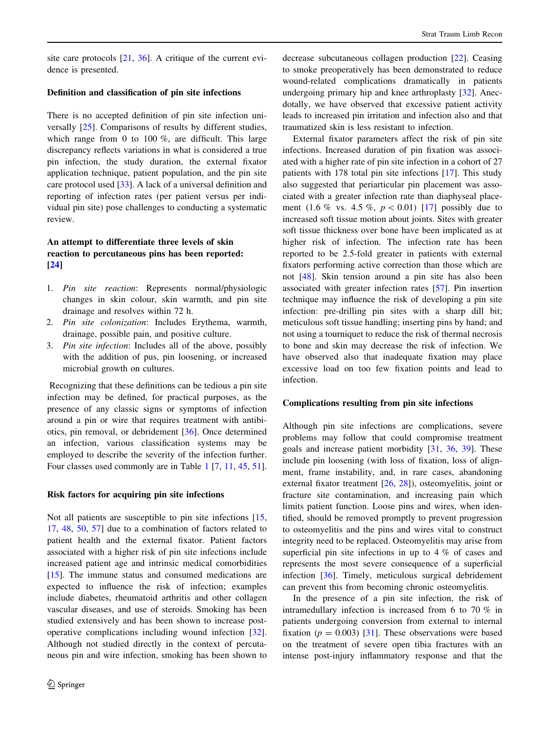site care protocols [21, 36]. A critique of the current evidence is presented.

## Definition and classification of pin site infections

There is no accepted definition of pin site infection universally [25]. Comparisons of results by different studies, which range from 0 to 100 %, are difficult. This large discrepancy reflects variations in what is considered a true pin infection, the study duration, the external fixator application technique, patient population, and the pin site care protocol used [33]. A lack of a universal definition and reporting of infection rates (per patient versus per individual pin site) pose challenges to conducting a systematic review.

## An attempt to differentiate three levels of skin reaction to percutaneous pins has been reported: [24]

1. *Pin site reaction*: Represents normal/physiologic changes in skin colour, skin warmth, and pin site drainage and resolves within 72 h.
2. *Pin site colonization*: Includes Erythema, warmth, drainage, possible pain, and positive culture.
3. *Pin site infection*: Includes all of the above, possibly with the addition of pus, pin loosening, or increased microbial growth on cultures.

Recognizing that these definitions can be tedious a pin site infection may be defined, for practical purposes, as the presence of any classic signs or symptoms of infection around a pin or wire that requires treatment with antibiotics, pin removal, or debridement [36]. Once determined an infection, various classification systems may be employed to describe the severity of the infection further. Four classes used commonly are in Table 1 [7, 11, 45, 51].

## Risk factors for acquiring pin site infections

Not all patients are susceptible to pin site infections [15, 17, 48, 50, 57] due to a combination of factors related to patient health and the external fixator. Patient factors associated with a higher risk of pin site infections include increased patient age and intrinsic medical comorbidities [15]. The immune status and consumed medications are expected to influence the risk of infection; examples include diabetes, rheumatoid arthritis and other collagen vascular diseases, and use of steroids. Smoking has been studied extensively and has been shown to increase postoperative complications including wound infection [32]. Although not studied directly in the context of percutaneous pin and wire infection, smoking has been shown to decrease subcutaneous collagen production [22]. Ceasing to smoke preoperatively has been demonstrated to reduce wound-related complications dramatically in patients undergoing primary hip and knee arthroplasty [32]. Anecdotally, we have observed that excessive patient activity leads to increased pin irritation and infection also and that traumatized skin is less resistant to infection.

External fixator parameters affect the risk of pin site infections. Increased duration of pin fixation was associated with a higher rate of pin site infection in a cohort of 27 patients with 178 total pin site infections [17]. This study also suggested that periarticular pin placement was associated with a greater infection rate than diaphyseal placement (1.6 % vs. 4.5 %, $p < 0.01$) [17] possibly due to increased soft tissue motion about joints. Sites with greater soft tissue thickness over bone have been implicated as at higher risk of infection. The infection rate has been reported to be 2.5-fold greater in patients with external fixators performing active correction than those which are not [48]. Skin tension around a pin site has also been associated with greater infection rates [57]. Pin insertion technique may influence the risk of developing a pin site infection: pre-drilling pin sites with a sharp dill bit; meticulous soft tissue handling; inserting pins by hand; and not using a tourniquet to reduce the risk of thermal necrosis to bone and skin may decrease the risk of infection. We have observed also that inadequate fixation may place excessive load on too few fixation points and lead to infection.

## Complications resulting from pin site infections

Although pin site infections are complications, severe problems may follow that could compromise treatment goals and increase patient morbidity [31, 36, 39]. These include pin loosening (with loss of fixation, loss of alignment, frame instability, and, in rare cases, abandoning external fixator treatment [26, 28]), osteomyelitis, joint or fracture site contamination, and increasing pain which limits patient function. Loose pins and wires, when identified, should be removed promptly to prevent progression to osteomyelitis and the pins and wires vital to construct integrity need to be replaced. Osteomyelitis may arise from superficial pin site infections in up to 4 % of cases and represents the most severe consequence of a superficial infection [36]. Timely, meticulous surgical debridement can prevent this from becoming chronic osteomyelitis.

In the presence of a pin site infection, the risk of intramedullary infection is increased from 6 to 70 % in patients undergoing conversion from external to internal fixation ($p = 0.003$) [31]. These observations were based on the treatment of severe open tibia fractures with an intense post-injury inflammatory response and that the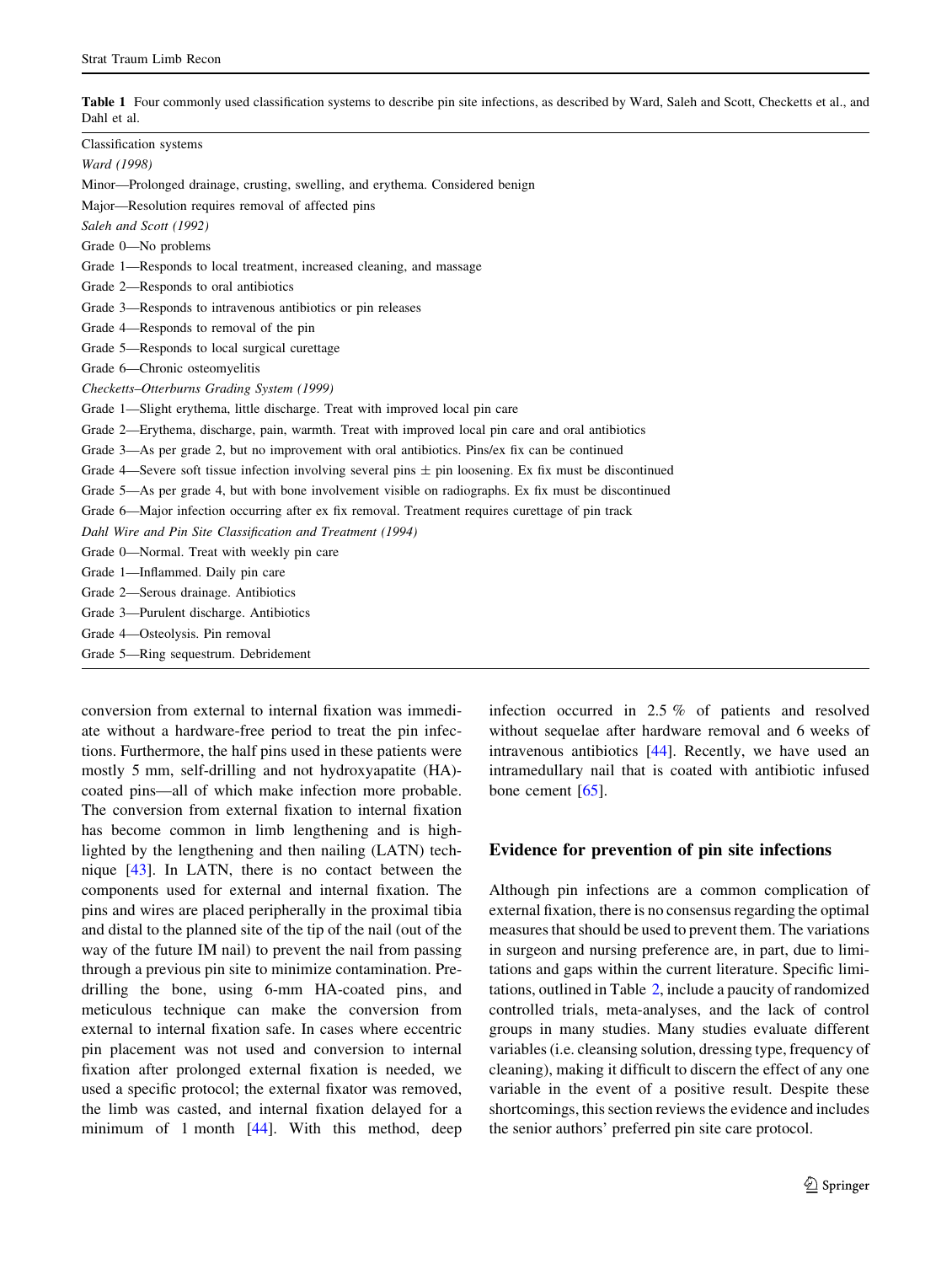**Table 1** Four commonly used classification systems to describe pin site infections, as described by Ward, Saleh and Scott, Checketts et al., and Dahl et al.

| Classification systems |
| --- |
| *Ward (1998)* |
| Minor—Prolonged drainage, crusting, swelling, and erythema. Considered benign |
| Major—Resolution requires removal of affected pins |
| *Saleh and Scott (1992)* |
| Grade 0—No problems |
| Grade 1—Responds to local treatment, increased cleaning, and massage |
| Grade 2—Responds to oral antibiotics |
| Grade 3—Responds to intravenous antibiotics or pin releases |
| Grade 4—Responds to removal of the pin |
| Grade 5—Responds to local surgical curettage |
| Grade 6—Chronic osteomyelitis |
| *Checketts–Otterburns Grading System (1999)* |
| Grade 1—Slight erythema, little discharge. Treat with improved local pin care |
| Grade 2—Erythema, discharge, pain, warmth. Treat with improved local pin care and oral antibiotics |
| Grade 3—As per grade 2, but no improvement with oral antibiotics. Pins/ex fix can be continued |
| Grade 4—Severe soft tissue infection involving several pins ± pin loosening. Ex fix must be discontinued |
| Grade 5—As per grade 4, but with bone involvement visible on radiographs. Ex fix must be discontinued |
| Grade 6—Major infection occurring after ex fix removal. Treatment requires curettage of pin track |
| *Dahl Wire and Pin Site Classification and Treatment (1994)* |
| Grade 0—Normal. Treat with weekly pin care |
| Grade 1—Inflammed. Daily pin care |
| Grade 2—Serous drainage. Antibiotics |
| Grade 3—Purulent discharge. Antibiotics |
| Grade 4—Osteolysis. Pin removal |
| Grade 5—Ring sequestrum. Debridement |

conversion from external to internal fixation was immediate without a hardware-free period to treat the pin infections. Furthermore, the half pins used in these patients were mostly 5 mm, self-drilling and not hydroxyapatite (HA)-coated pins—all of which make infection more probable. The conversion from external fixation to internal fixation has become common in limb lengthening and is highlighted by the lengthening and then nailing (LATN) technique [43]. In LATN, there is no contact between the components used for external and internal fixation. The pins and wires are placed peripherally in the proximal tibia and distal to the planned site of the tip of the nail (out of the way of the future IM nail) to prevent the nail from passing through a previous pin site to minimize contamination. Predrilling the bone, using 6-mm HA-coated pins, and meticulous technique can make the conversion from external to internal fixation safe. In cases where eccentric pin placement was not used and conversion to internal fixation after prolonged external fixation is needed, we used a specific protocol; the external fixator was removed, the limb was casted, and internal fixation delayed for a minimum of 1 month [44]. With this method, deep infection occurred in 2.5 % of patients and resolved without sequelae after hardware removal and 6 weeks of intravenous antibiotics [44]. Recently, we have used an intramedullary nail that is coated with antibiotic infused bone cement [65].

## Evidence for prevention of pin site infections

Although pin infections are a common complication of external fixation, there is no consensus regarding the optimal measures that should be used to prevent them. The variations in surgeon and nursing preference are, in part, due to limitations and gaps within the current literature. Specific limitations, outlined in Table 2, include a paucity of randomized controlled trials, meta-analyses, and the lack of control groups in many studies. Many studies evaluate different variables (i.e. cleansing solution, dressing type, frequency of cleaning), making it difficult to discern the effect of any one variable in the event of a positive result. Despite these shortcomings, this section reviews the evidence and includes the senior authors' preferred pin site care protocol.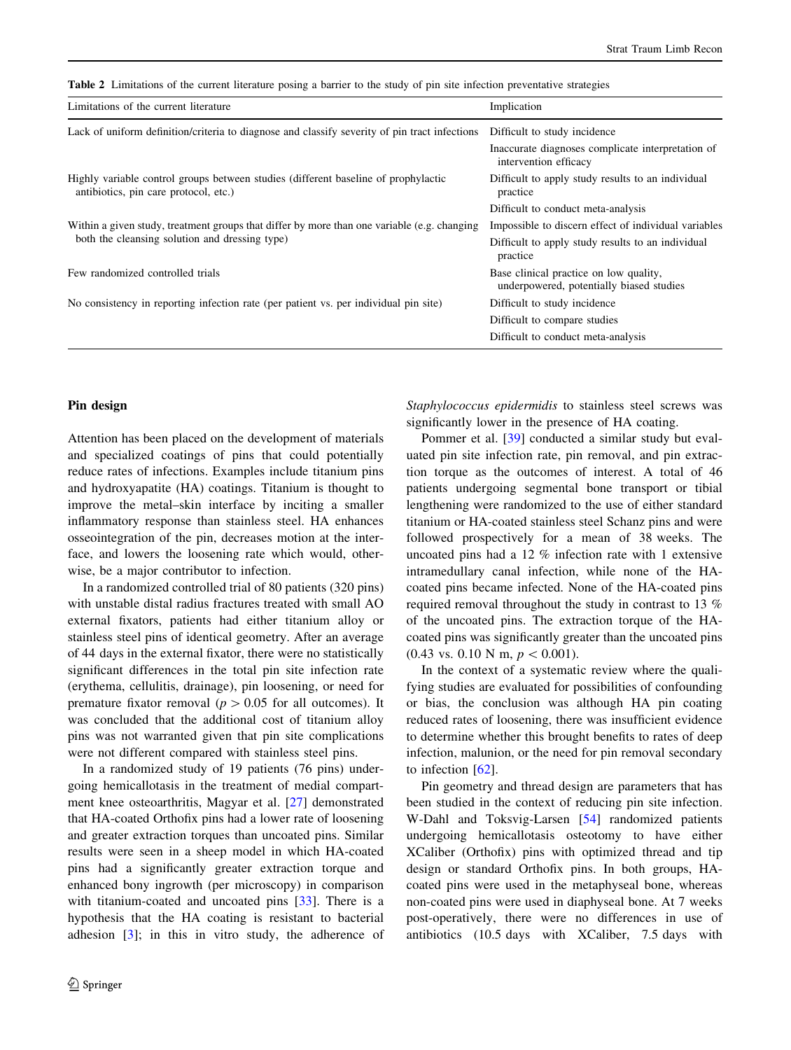**Table 2** Limitations of the current literature posing a barrier to the study of pin site infection preventative strategies

| Limitations of the current literature | Implication |
|---|---|
| Lack of uniform definition/criteria to diagnose and classify severity of pin tract infections | Difficult to study incidence |
| | Inaccurate diagnoses complicate interpretation of intervention efficacy |
| Highly variable control groups between studies (different baseline of prophylactic antibiotics, pin care protocol, etc.) | Difficult to apply study results to an individual practice |
| | Difficult to conduct meta-analysis |
| Within a given study, treatment groups that differ by more than one variable (e.g. changing both the cleansing solution and dressing type) | Impossible to discern effect of individual variables |
| | Difficult to apply study results to an individual practice |
| Few randomized controlled trials | Base clinical practice on low quality, underpowered, potentially biased studies |
| No consistency in reporting infection rate (per patient vs. per individual pin site) | Difficult to study incidence |
| | Difficult to compare studies |
| | Difficult to conduct meta-analysis |

## Pin design

Attention has been placed on the development of materials and specialized coatings of pins that could potentially reduce rates of infections. Examples include titanium pins and hydroxyapatite (HA) coatings. Titanium is thought to improve the metal–skin interface by inciting a smaller inflammatory response than stainless steel. HA enhances osseointegration of the pin, decreases motion at the interface, and lowers the loosening rate which would, otherwise, be a major contributor to infection.

In a randomized controlled trial of 80 patients (320 pins) with unstable distal radius fractures treated with small AO external fixators, patients had either titanium alloy or stainless steel pins of identical geometry. After an average of 44 days in the external fixator, there were no statistically significant differences in the total pin site infection rate (erythema, cellulitis, drainage), pin loosening, or need for premature fixator removal ($p > 0.05$ for all outcomes). It was concluded that the additional cost of titanium alloy pins was not warranted given that pin site complications were not different compared with stainless steel pins.

In a randomized study of 19 patients (76 pins) undergoing hemicallotasis in the treatment of medial compartment knee osteoarthritis, Magyar et al. [27] demonstrated that HA-coated Orthofix pins had a lower rate of loosening and greater extraction torques than uncoated pins. Similar results were seen in a sheep model in which HA-coated pins had a significantly greater extraction torque and enhanced bony ingrowth (per microscopy) in comparison with titanium-coated and uncoated pins [33]. There is a hypothesis that the HA coating is resistant to bacterial adhesion [3]; in this in vitro study, the adherence of *Staphylococcus epidermidis* to stainless steel screws was significantly lower in the presence of HA coating.

Pommer et al. [39] conducted a similar study but evaluated pin site infection rate, pin removal, and pin extraction torque as the outcomes of interest. A total of 46 patients undergoing segmental bone transport or tibial lengthening were randomized to the use of either standard titanium or HA-coated stainless steel Schanz pins and were followed prospectively for a mean of 38 weeks. The uncoated pins had a 12 % infection rate with 1 extensive intramedullary canal infection, while none of the HA-coated pins became infected. None of the HA-coated pins required removal throughout the study in contrast to 13 % of the uncoated pins. The extraction torque of the HA-coated pins was significantly greater than the uncoated pins (0.43 vs. 0.10 N m, $p < 0.001$).

In the context of a systematic review where the qualifying studies are evaluated for possibilities of confounding or bias, the conclusion was although HA pin coating reduced rates of loosening, there was insufficient evidence to determine whether this brought benefits to rates of deep infection, malunion, or the need for pin removal secondary to infection [62].

Pin geometry and thread design are parameters that has been studied in the context of reducing pin site infection. W-Dahl and Toksvig-Larsen [54] randomized patients undergoing hemicallotasis osteotomy to have either XCaliber (Orthofix) pins with optimized thread and tip design or standard Orthofix pins. In both groups, HA-coated pins were used in the metaphyseal bone, whereas non-coated pins were used in diaphyseal bone. At 7 weeks post-operatively, there were no differences in use of antibiotics (10.5 days with XCaliber, 7.5 days with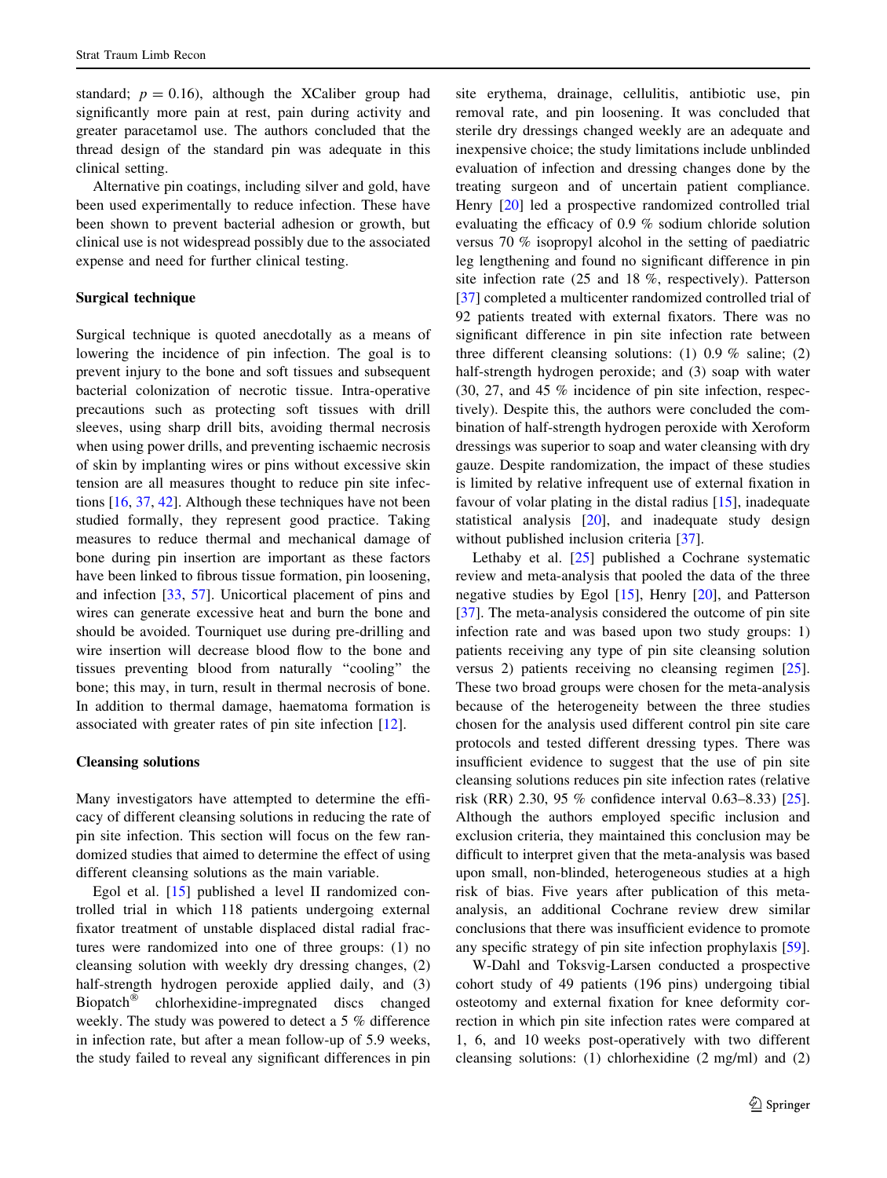standard; $p = 0.16$), although the XCaliber group had significantly more pain at rest, pain during activity and greater paracetamol use. The authors concluded that the thread design of the standard pin was adequate in this clinical setting.

Alternative pin coatings, including silver and gold, have been used experimentally to reduce infection. These have been shown to prevent bacterial adhesion or growth, but clinical use is not widespread possibly due to the associated expense and need for further clinical testing.

### Surgical technique

Surgical technique is quoted anecdotally as a means of lowering the incidence of pin infection. The goal is to prevent injury to the bone and soft tissues and subsequent bacterial colonization of necrotic tissue. Intra-operative precautions such as protecting soft tissues with drill sleeves, using sharp drill bits, avoiding thermal necrosis when using power drills, and preventing ischaemic necrosis of skin by implanting wires or pins without excessive skin tension are all measures thought to reduce pin site infections [16, 37, 42]. Although these techniques have not been studied formally, they represent good practice. Taking measures to reduce thermal and mechanical damage of bone during pin insertion are important as these factors have been linked to fibrous tissue formation, pin loosening, and infection [33, 57]. Unicortical placement of pins and wires can generate excessive heat and burn the bone and should be avoided. Tourniquet use during pre-drilling and wire insertion will decrease blood flow to the bone and tissues preventing blood from naturally "cooling" the bone; this may, in turn, result in thermal necrosis of bone. In addition to thermal damage, haematoma formation is associated with greater rates of pin site infection [12].

### Cleansing solutions

Many investigators have attempted to determine the efficacy of different cleansing solutions in reducing the rate of pin site infection. This section will focus on the few randomized studies that aimed to determine the effect of using different cleansing solutions as the main variable.

Egol et al. [15] published a level II randomized controlled trial in which 118 patients undergoing external fixator treatment of unstable displaced distal radial fractures were randomized into one of three groups: (1) no cleansing solution with weekly dry dressing changes, (2) half-strength hydrogen peroxide applied daily, and (3) Biopatch® chlorhexidine-impregnated discs changed weekly. The study was powered to detect a 5 % difference in infection rate, but after a mean follow-up of 5.9 weeks, the study failed to reveal any significant differences in pin site erythema, drainage, cellulitis, antibiotic use, pin removal rate, and pin loosening. It was concluded that sterile dry dressings changed weekly are an adequate and inexpensive choice; the study limitations include unblinded evaluation of infection and dressing changes done by the treating surgeon and of uncertain patient compliance. Henry [20] led a prospective randomized controlled trial evaluating the efficacy of 0.9 % sodium chloride solution versus 70 % isopropyl alcohol in the setting of paediatric leg lengthening and found no significant difference in pin site infection rate (25 and 18 %, respectively). Patterson [37] completed a multicenter randomized controlled trial of 92 patients treated with external fixators. There was no significant difference in pin site infection rate between three different cleansing solutions: (1) 0.9 % saline; (2) half-strength hydrogen peroxide; and (3) soap with water (30, 27, and 45 % incidence of pin site infection, respectively). Despite this, the authors were concluded the combination of half-strength hydrogen peroxide with Xeroform dressings was superior to soap and water cleansing with dry gauze. Despite randomization, the impact of these studies is limited by relative infrequent use of external fixation in favour of volar plating in the distal radius [15], inadequate statistical analysis [20], and inadequate study design without published inclusion criteria [37].

Lethaby et al. [25] published a Cochrane systematic review and meta-analysis that pooled the data of the three negative studies by Egol [15], Henry [20], and Patterson [37]. The meta-analysis considered the outcome of pin site infection rate and was based upon two study groups: 1) patients receiving any type of pin site cleansing solution versus 2) patients receiving no cleansing regimen [25]. These two broad groups were chosen for the meta-analysis because of the heterogeneity between the three studies chosen for the analysis used different control pin site care protocols and tested different dressing types. There was insufficient evidence to suggest that the use of pin site cleansing solutions reduces pin site infection rates (relative risk (RR) 2.30, 95 % confidence interval 0.63–8.33) [25]. Although the authors employed specific inclusion and exclusion criteria, they maintained this conclusion may be difficult to interpret given that the meta-analysis was based upon small, non-blinded, heterogeneous studies at a high risk of bias. Five years after publication of this meta-analysis, an additional Cochrane review drew similar conclusions that there was insufficient evidence to promote any specific strategy of pin site infection prophylaxis [59].

W-Dahl and Toksvig-Larsen conducted a prospective cohort study of 49 patients (196 pins) undergoing tibial osteotomy and external fixation for knee deformity correction in which pin site infection rates were compared at 1, 6, and 10 weeks post-operatively with two different cleansing solutions: (1) chlorhexidine (2 mg/ml) and (2)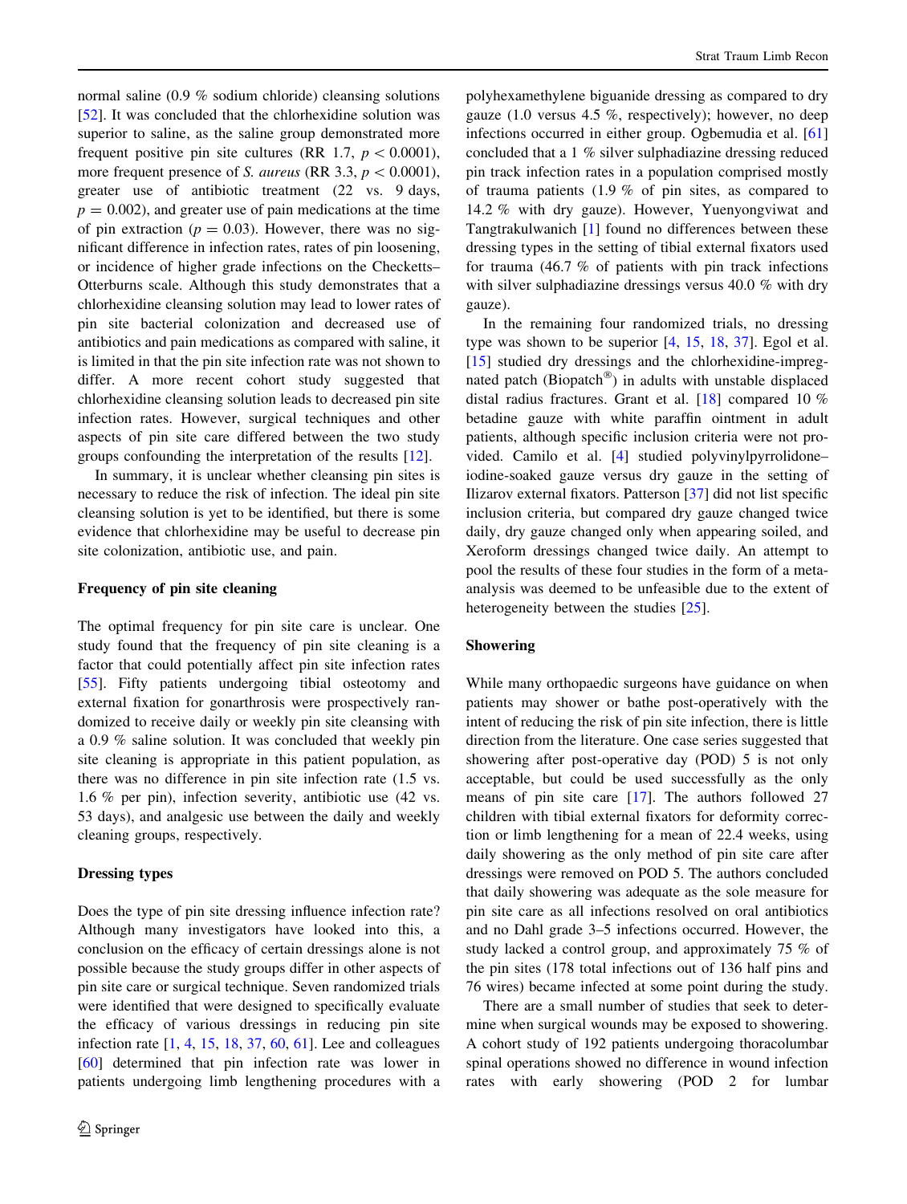normal saline (0.9 % sodium chloride) cleansing solutions [52]. It was concluded that the chlorhexidine solution was superior to saline, as the saline group demonstrated more frequent positive pin site cultures (RR 1.7, $p < 0.0001$), more frequent presence of *S. aureus* (RR 3.3, $p < 0.0001$), greater use of antibiotic treatment (22 vs. 9 days, $p = 0.002$), and greater use of pain medications at the time of pin extraction ($p = 0.03$). However, there was no significant difference in infection rates, rates of pin loosening, or incidence of higher grade infections on the Checketts–Otterburns scale. Although this study demonstrates that a chlorhexidine cleansing solution may lead to lower rates of pin site bacterial colonization and decreased use of antibiotics and pain medications as compared with saline, it is limited in that the pin site infection rate was not shown to differ. A more recent cohort study suggested that chlorhexidine cleansing solution leads to decreased pin site infection rates. However, surgical techniques and other aspects of pin site care differed between the two study groups confounding the interpretation of the results [12].

In summary, it is unclear whether cleansing pin sites is necessary to reduce the risk of infection. The ideal pin site cleansing solution is yet to be identified, but there is some evidence that chlorhexidine may be useful to decrease pin site colonization, antibiotic use, and pain.

### Frequency of pin site cleaning

The optimal frequency for pin site care is unclear. One study found that the frequency of pin site cleaning is a factor that could potentially affect pin site infection rates [55]. Fifty patients undergoing tibial osteotomy and external fixation for gonarthrosis were prospectively randomized to receive daily or weekly pin site cleansing with a 0.9 % saline solution. It was concluded that weekly pin site cleaning is appropriate in this patient population, as there was no difference in pin site infection rate (1.5 vs. 1.6 % per pin), infection severity, antibiotic use (42 vs. 53 days), and analgesic use between the daily and weekly cleaning groups, respectively.

### Dressing types

Does the type of pin site dressing influence infection rate? Although many investigators have looked into this, a conclusion on the efficacy of certain dressings alone is not possible because the study groups differ in other aspects of pin site care or surgical technique. Seven randomized trials were identified that were designed to specifically evaluate the efficacy of various dressings in reducing pin site infection rate [1, 4, 15, 18, 37, 60, 61]. Lee and colleagues [60] determined that pin infection rate was lower in patients undergoing limb lengthening procedures with a polyhexamethylene biguanide dressing as compared to dry gauze (1.0 versus 4.5 %, respectively); however, no deep infections occurred in either group. Ogbemudia et al. [61] concluded that a 1 % silver sulphadiazine dressing reduced pin track infection rates in a population comprised mostly of trauma patients (1.9 % of pin sites, as compared to 14.2 % with dry gauze). However, Yuenyongviwat and Tangtrakulwanich [1] found no differences between these dressing types in the setting of tibial external fixators used for trauma (46.7 % of patients with pin track infections with silver sulphadiazine dressings versus 40.0 % with dry gauze).

In the remaining four randomized trials, no dressing type was shown to be superior [4, 15, 18, 37]. Egol et al. [15] studied dry dressings and the chlorhexidine-impregnated patch (Biopatch®) in adults with unstable displaced distal radius fractures. Grant et al. [18] compared 10 % betadine gauze with white paraffin ointment in adult patients, although specific inclusion criteria were not provided. Camilo et al. [4] studied polyvinylpyrrolidone–iodine-soaked gauze versus dry gauze in the setting of Ilizarov external fixators. Patterson [37] did not list specific inclusion criteria, but compared dry gauze changed twice daily, dry gauze changed only when appearing soiled, and Xeroform dressings changed twice daily. An attempt to pool the results of these four studies in the form of a meta-analysis was deemed to be unfeasible due to the extent of heterogeneity between the studies [25].

### Showering

While many orthopaedic surgeons have guidance on when patients may shower or bathe post-operatively with the intent of reducing the risk of pin site infection, there is little direction from the literature. One case series suggested that showering after post-operative day (POD) 5 is not only acceptable, but could be used successfully as the only means of pin site care [17]. The authors followed 27 children with tibial external fixators for deformity correction or limb lengthening for a mean of 22.4 weeks, using daily showering as the only method of pin site care after dressings were removed on POD 5. The authors concluded that daily showering was adequate as the sole measure for pin site care as all infections resolved on oral antibiotics and no Dahl grade 3–5 infections occurred. However, the study lacked a control group, and approximately 75 % of the pin sites (178 total infections out of 136 half pins and 76 wires) became infected at some point during the study.

There are a small number of studies that seek to determine when surgical wounds may be exposed to showering. A cohort study of 192 patients undergoing thoracolumbar spinal operations showed no difference in wound infection rates with early showering (POD 2 for lumbar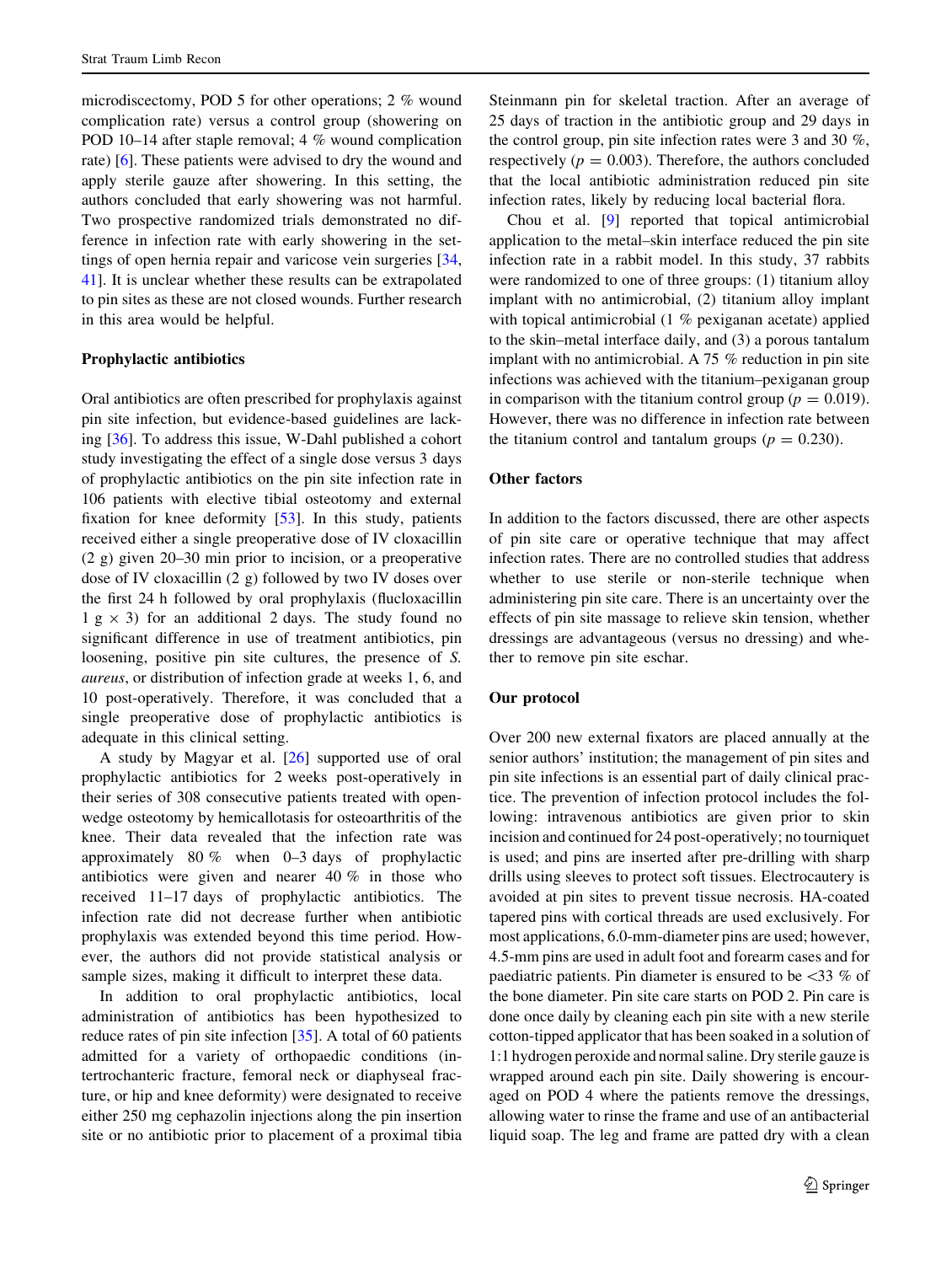microdiscectomy, POD 5 for other operations; 2 % wound complication rate) versus a control group (showering on POD 10–14 after staple removal; 4 % wound complication rate) [6]. These patients were advised to dry the wound and apply sterile gauze after showering. In this setting, the authors concluded that early showering was not harmful. Two prospective randomized trials demonstrated no difference in infection rate with early showering in the settings of open hernia repair and varicose vein surgeries [34, 41]. It is unclear whether these results can be extrapolated to pin sites as these are not closed wounds. Further research in this area would be helpful.

### Prophylactic antibiotics

Oral antibiotics are often prescribed for prophylaxis against pin site infection, but evidence-based guidelines are lacking [36]. To address this issue, W-Dahl published a cohort study investigating the effect of a single dose versus 3 days of prophylactic antibiotics on the pin site infection rate in 106 patients with elective tibial osteotomy and external fixation for knee deformity [53]. In this study, patients received either a single preoperative dose of IV cloxacillin (2 g) given 20–30 min prior to incision, or a preoperative dose of IV cloxacillin (2 g) followed by two IV doses over the first 24 h followed by oral prophylaxis (flucloxacillin 1 g × 3) for an additional 2 days. The study found no significant difference in use of treatment antibiotics, pin loosening, positive pin site cultures, the presence of *S. aureus*, or distribution of infection grade at weeks 1, 6, and 10 post-operatively. Therefore, it was concluded that a single preoperative dose of prophylactic antibiotics is adequate in this clinical setting.

A study by Magyar et al. [26] supported use of oral prophylactic antibiotics for 2 weeks post-operatively in their series of 308 consecutive patients treated with open-wedge osteotomy by hemicallotasis for osteoarthritis of the knee. Their data revealed that the infection rate was approximately 80 % when 0–3 days of prophylactic antibiotics were given and nearer 40 % in those who received 11–17 days of prophylactic antibiotics. The infection rate did not decrease further when antibiotic prophylaxis was extended beyond this time period. However, the authors did not provide statistical analysis or sample sizes, making it difficult to interpret these data.

In addition to oral prophylactic antibiotics, local administration of antibiotics has been hypothesized to reduce rates of pin site infection [35]. A total of 60 patients admitted for a variety of orthopaedic conditions (intertrochanteric fracture, femoral neck or diaphyseal fracture, or hip and knee deformity) were designated to receive either 250 mg cephazolin injections along the pin insertion site or no antibiotic prior to placement of a proximal tibia Steinmann pin for skeletal traction. After an average of 25 days of traction in the antibiotic group and 29 days in the control group, pin site infection rates were 3 and 30 %, respectively ($p = 0.003$). Therefore, the authors concluded that the local antibiotic administration reduced pin site infection rates, likely by reducing local bacterial flora.

Chou et al. [9] reported that topical antimicrobial application to the metal–skin interface reduced the pin site infection rate in a rabbit model. In this study, 37 rabbits were randomized to one of three groups: (1) titanium alloy implant with no antimicrobial, (2) titanium alloy implant with topical antimicrobial (1 % pexiganan acetate) applied to the skin–metal interface daily, and (3) a porous tantalum implant with no antimicrobial. A 75 % reduction in pin site infections was achieved with the titanium–pexiganan group in comparison with the titanium control group ($p = 0.019$). However, there was no difference in infection rate between the titanium control and tantalum groups ($p = 0.230$).

### Other factors

In addition to the factors discussed, there are other aspects of pin site care or operative technique that may affect infection rates. There are no controlled studies that address whether to use sterile or non-sterile technique when administering pin site care. There is an uncertainty over the effects of pin site massage to relieve skin tension, whether dressings are advantageous (versus no dressing) and whether to remove pin site eschar.

### Our protocol

Over 200 new external fixators are placed annually at the senior authors' institution; the management of pin sites and pin site infections is an essential part of daily clinical practice. The prevention of infection protocol includes the following: intravenous antibiotics are given prior to skin incision and continued for 24 post-operatively; no tourniquet is used; and pins are inserted after pre-drilling with sharp drills using sleeves to protect soft tissues. Electrocautery is avoided at pin sites to prevent tissue necrosis. HA-coated tapered pins with cortical threads are used exclusively. For most applications, 6.0-mm-diameter pins are used; however, 4.5-mm pins are used in adult foot and forearm cases and for paediatric patients. Pin diameter is ensured to be <33 % of the bone diameter. Pin site care starts on POD 2. Pin care is done once daily by cleaning each pin site with a new sterile cotton-tipped applicator that has been soaked in a solution of 1:1 hydrogen peroxide and normal saline. Dry sterile gauze is wrapped around each pin site. Daily showering is encouraged on POD 4 where the patients remove the dressings, allowing water to rinse the frame and use of an antibacterial liquid soap. The leg and frame are patted dry with a clean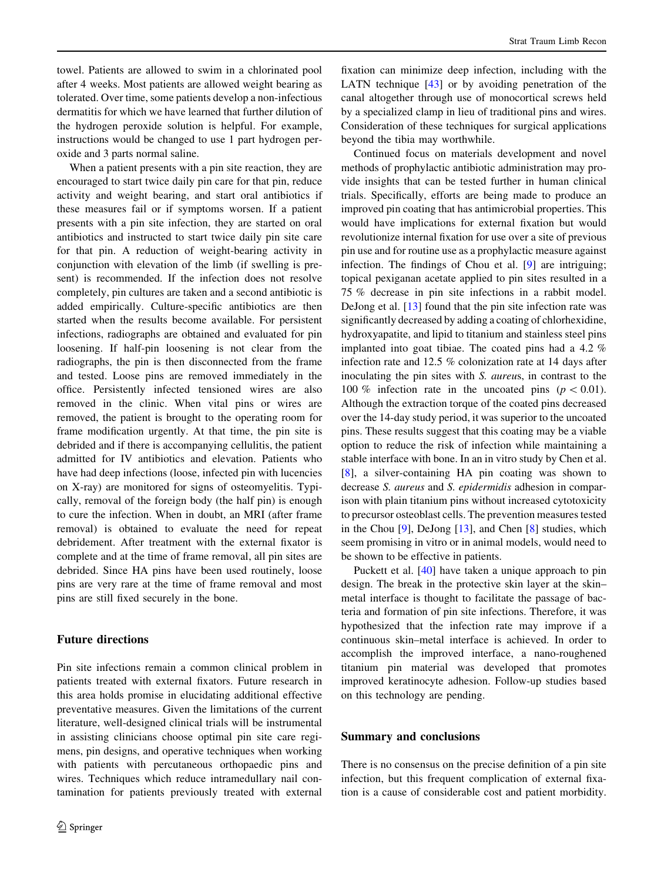towel. Patients are allowed to swim in a chlorinated pool after 4 weeks. Most patients are allowed weight bearing as tolerated. Over time, some patients develop a non-infectious dermatitis for which we have learned that further dilution of the hydrogen peroxide solution is helpful. For example, instructions would be changed to use 1 part hydrogen peroxide and 3 parts normal saline.

When a patient presents with a pin site reaction, they are encouraged to start twice daily pin care for that pin, reduce activity and weight bearing, and start oral antibiotics if these measures fail or if symptoms worsen. If a patient presents with a pin site infection, they are started on oral antibiotics and instructed to start twice daily pin site care for that pin. A reduction of weight-bearing activity in conjunction with elevation of the limb (if swelling is present) is recommended. If the infection does not resolve completely, pin cultures are taken and a second antibiotic is added empirically. Culture-specific antibiotics are then started when the results become available. For persistent infections, radiographs are obtained and evaluated for pin loosening. If half-pin loosening is not clear from the radiographs, the pin is then disconnected from the frame and tested. Loose pins are removed immediately in the office. Persistently infected tensioned wires are also removed in the clinic. When vital pins or wires are removed, the patient is brought to the operating room for frame modification urgently. At that time, the pin site is debrided and if there is accompanying cellulitis, the patient admitted for IV antibiotics and elevation. Patients who have had deep infections (loose, infected pin with lucencies on X-ray) are monitored for signs of osteomyelitis. Typically, removal of the foreign body (the half pin) is enough to cure the infection. When in doubt, an MRI (after frame removal) is obtained to evaluate the need for repeat debridement. After treatment with the external fixator is complete and at the time of frame removal, all pin sites are debrided. Since HA pins have been used routinely, loose pins are very rare at the time of frame removal and most pins are still fixed securely in the bone.

## Future directions

Pin site infections remain a common clinical problem in patients treated with external fixators. Future research in this area holds promise in elucidating additional effective preventative measures. Given the limitations of the current literature, well-designed clinical trials will be instrumental in assisting clinicians choose optimal pin site care regimens, pin designs, and operative techniques when working with patients with percutaneous orthopaedic pins and wires. Techniques which reduce intramedullary nail contamination for patients previously treated with external fixation can minimize deep infection, including with the LATN technique [43] or by avoiding penetration of the canal altogether through use of monocortical screws held by a specialized clamp in lieu of traditional pins and wires. Consideration of these techniques for surgical applications beyond the tibia may worthwhile.

Continued focus on materials development and novel methods of prophylactic antibiotic administration may provide insights that can be tested further in human clinical trials. Specifically, efforts are being made to produce an improved pin coating that has antimicrobial properties. This would have implications for external fixation but would revolutionize internal fixation for use over a site of previous pin use and for routine use as a prophylactic measure against infection. The findings of Chou et al. [9] are intriguing; topical pexiganan acetate applied to pin sites resulted in a 75 % decrease in pin site infections in a rabbit model. DeJong et al. [13] found that the pin site infection rate was significantly decreased by adding a coating of chlorhexidine, hydroxyapatite, and lipid to titanium and stainless steel pins implanted into goat tibiae. The coated pins had a 4.2 % infection rate and 12.5 % colonization rate at 14 days after inoculating the pin sites with *S. aureus*, in contrast to the 100 % infection rate in the uncoated pins ($p < 0.01$). Although the extraction torque of the coated pins decreased over the 14-day study period, it was superior to the uncoated pins. These results suggest that this coating may be a viable option to reduce the risk of infection while maintaining a stable interface with bone. In an in vitro study by Chen et al. [8], a silver-containing HA pin coating was shown to decrease *S. aureus* and *S. epidermidis* adhesion in comparison with plain titanium pins without increased cytotoxicity to precursor osteoblast cells. The prevention measures tested in the Chou [9], DeJong [13], and Chen [8] studies, which seem promising in vitro or in animal models, would need to be shown to be effective in patients.

Puckett et al. [40] have taken a unique approach to pin design. The break in the protective skin layer at the skin–metal interface is thought to facilitate the passage of bacteria and formation of pin site infections. Therefore, it was hypothesized that the infection rate may improve if a continuous skin–metal interface is achieved. In order to accomplish the improved interface, a nano-roughened titanium pin material was developed that promotes improved keratinocyte adhesion. Follow-up studies based on this technology are pending.

## Summary and conclusions

There is no consensus on the precise definition of a pin site infection, but this frequent complication of external fixation is a cause of considerable cost and patient morbidity.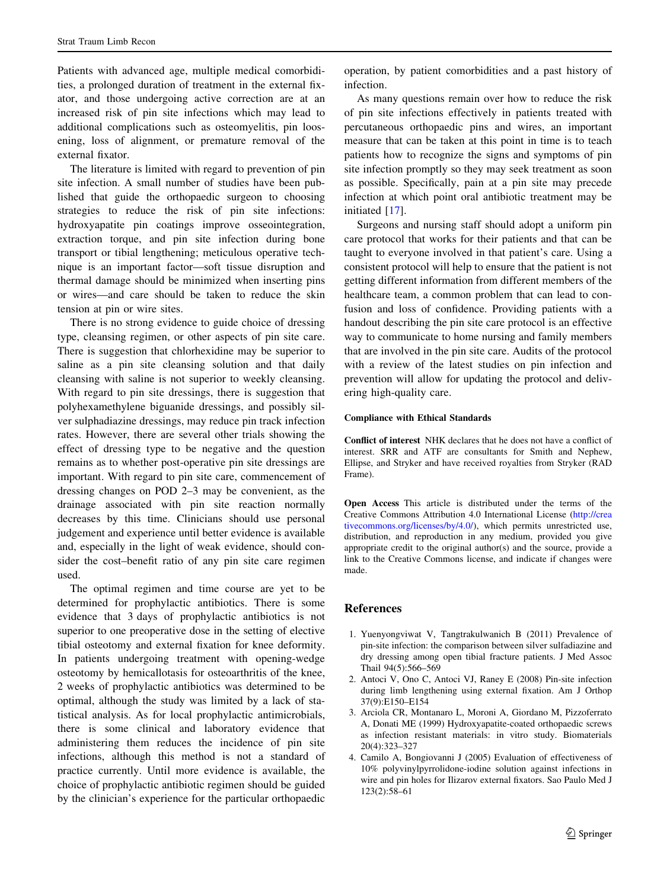Patients with advanced age, multiple medical comorbidities, a prolonged duration of treatment in the external fixator, and those undergoing active correction are at an increased risk of pin site infections which may lead to additional complications such as osteomyelitis, pin loosening, loss of alignment, or premature removal of the external fixator.

The literature is limited with regard to prevention of pin site infection. A small number of studies have been published that guide the orthopaedic surgeon to choosing strategies to reduce the risk of pin site infections: hydroxyapatite pin coatings improve osseointegration, extraction torque, and pin site infection during bone transport or tibial lengthening; meticulous operative technique is an important factor—soft tissue disruption and thermal damage should be minimized when inserting pins or wires—and care should be taken to reduce the skin tension at pin or wire sites.

There is no strong evidence to guide choice of dressing type, cleansing regimen, or other aspects of pin site care. There is suggestion that chlorhexidine may be superior to saline as a pin site cleansing solution and that daily cleansing with saline is not superior to weekly cleansing. With regard to pin site dressings, there is suggestion that polyhexamethylene biguanide dressings, and possibly silver sulphadiazine dressings, may reduce pin track infection rates. However, there are several other trials showing the effect of dressing type to be negative and the question remains as to whether post-operative pin site dressings are important. With regard to pin site care, commencement of dressing changes on POD 2–3 may be convenient, as the drainage associated with pin site reaction normally decreases by this time. Clinicians should use personal judgement and experience until better evidence is available and, especially in the light of weak evidence, should consider the cost–benefit ratio of any pin site care regimen used.

The optimal regimen and time course are yet to be determined for prophylactic antibiotics. There is some evidence that 3 days of prophylactic antibiotics is not superior to one preoperative dose in the setting of elective tibial osteotomy and external fixation for knee deformity. In patients undergoing treatment with opening-wedge osteotomy by hemicallotasis for osteoarthritis of the knee, 2 weeks of prophylactic antibiotics was determined to be optimal, although the study was limited by a lack of statistical analysis. As for local prophylactic antimicrobials, there is some clinical and laboratory evidence that administering them reduces the incidence of pin site infections, although this method is not a standard of practice currently. Until more evidence is available, the choice of prophylactic antibiotic regimen should be guided by the clinician's experience for the particular orthopaedic operation, by patient comorbidities and a past history of infection.

As many questions remain over how to reduce the risk of pin site infections effectively in patients treated with percutaneous orthopaedic pins and wires, an important measure that can be taken at this point in time is to teach patients how to recognize the signs and symptoms of pin site infection promptly so they may seek treatment as soon as possible. Specifically, pain at a pin site may precede infection at which point oral antibiotic treatment may be initiated [17].

Surgeons and nursing staff should adopt a uniform pin care protocol that works for their patients and that can be taught to everyone involved in that patient's care. Using a consistent protocol will help to ensure that the patient is not getting different information from different members of the healthcare team, a common problem that can lead to confusion and loss of confidence. Providing patients with a handout describing the pin site care protocol is an effective way to communicate to home nursing and family members that are involved in the pin site care. Audits of the protocol with a review of the latest studies on pin infection and prevention will allow for updating the protocol and delivering high-quality care.

**Compliance with Ethical Standards**

**Conflict of interest** NHK declares that he does not have a conflict of interest. SRR and ATF are consultants for Smith and Nephew, Ellipse, and Stryker and have received royalties from Stryker (RAD Frame).

**Open Access** This article is distributed under the terms of the Creative Commons Attribution 4.0 International License (http://creativecommons.org/licenses/by/4.0/), which permits unrestricted use, distribution, and reproduction in any medium, provided you give appropriate credit to the original author(s) and the source, provide a link to the Creative Commons license, and indicate if changes were made.

## References

1. Yuenyongviwat V, Tangtrakulwanich B (2011) Prevalence of pin-site infection: the comparison between silver sulfadiazine and dry dressing among open tibial fracture patients. J Med Assoc Thail 94(5):566–569
2. Antoci V, Ono C, Antoci VJ, Raney E (2008) Pin-site infection during limb lengthening using external fixation. Am J Orthop 37(9):E150–E154
3. Arciola CR, Montanaro L, Moroni A, Giordano M, Pizzoferrato A, Donati ME (1999) Hydroxyapatite-coated orthopaedic screws as infection resistant materials: in vitro study. Biomaterials 20(4):323–327
4. Camilo A, Bongiovanni J (2005) Evaluation of effectiveness of 10% polyvinylpyrrolidone-iodine solution against infections in wire and pin holes for Ilizarov external fixators. Sao Paulo Med J 123(2):58–61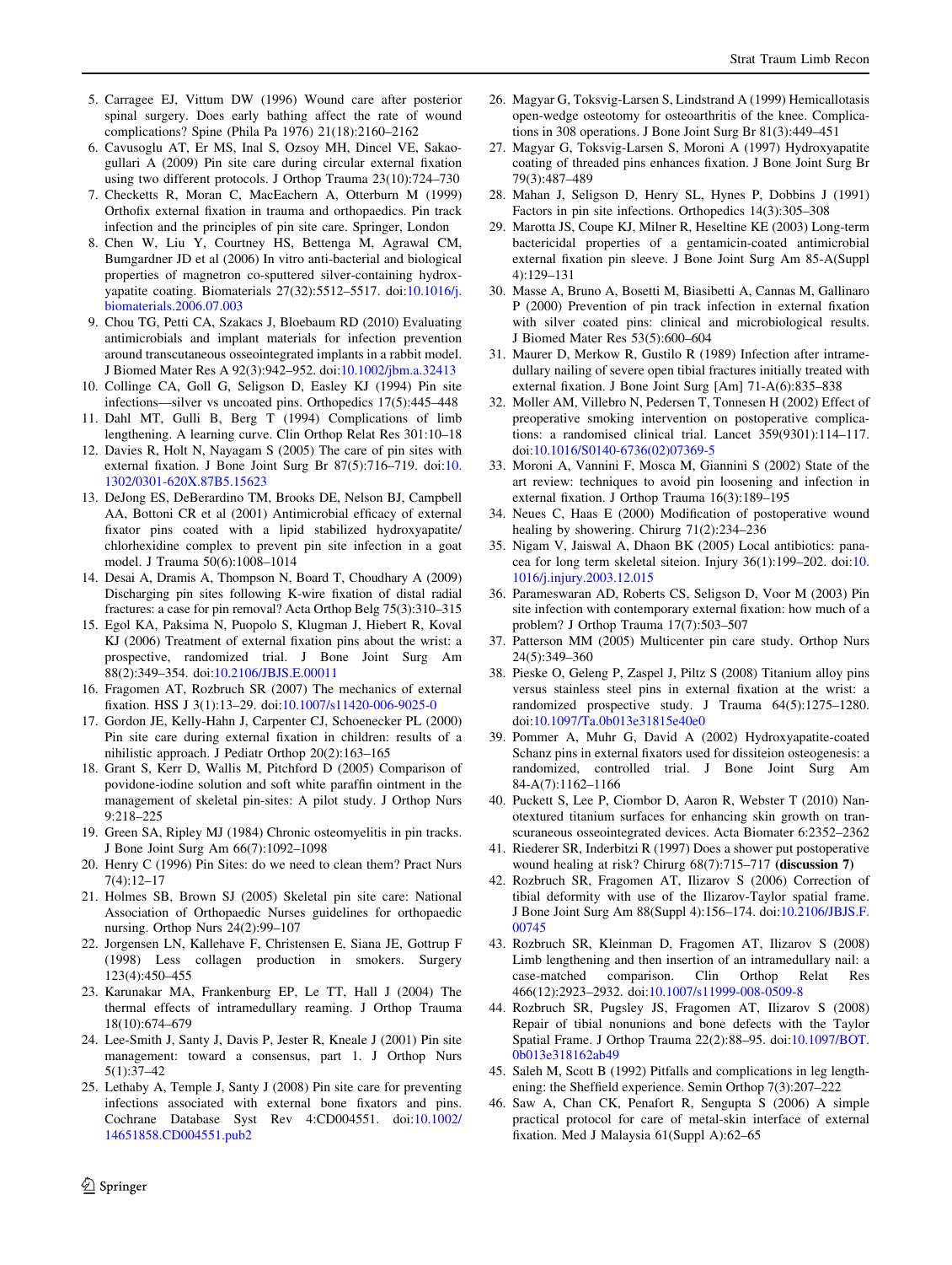5. Carragee EJ, Vittum DW (1996) Wound care after posterior spinal surgery. Does early bathing affect the rate of wound complications? Spine (Phila Pa 1976) 21(18):2160–2162
6. Cavusoglu AT, Er MS, Inal S, Ozsoy MH, Dincel VE, Sakaogullari A (2009) Pin site care during circular external fixation using two different protocols. J Orthop Trauma 23(10):724–730
7. Checketts R, Moran C, MacEachern A, Otterburn M (1999) Orthofix external fixation in trauma and orthopaedics. Pin track infection and the principles of pin site care. Springer, London
8. Chen W, Liu Y, Courtney HS, Bettenga M, Agrawal CM, Bumgardner JD et al (2006) In vitro anti-bacterial and biological properties of magnetron co-sputtered silver-containing hydroxyapatite coating. Biomaterials 27(32):5512–5517. doi:10.1016/j.biomaterials.2006.07.003
9. Chou TG, Petti CA, Szakacs J, Bloebaum RD (2010) Evaluating antimicrobials and implant materials for infection prevention around transcutaneous osseointegrated implants in a rabbit model. J Biomed Mater Res A 92(3):942–952. doi:10.1002/jbm.a.32413
10. Collinge CA, Goll G, Seligson D, Easley KJ (1994) Pin site infections—silver vs uncoated pins. Orthopedics 17(5):445–448
11. Dahl MT, Gulli B, Berg T (1994) Complications of limb lengthening. A learning curve. Clin Orthop Relat Res 301:10–18
12. Davies R, Holt N, Nayagam S (2005) The care of pin sites with external fixation. J Bone Joint Surg Br 87(5):716–719. doi:10.1302/0301-620X.87B5.15623
13. DeJong ES, DeBerardino TM, Brooks DE, Nelson BJ, Campbell AA, Bottoni CR et al (2001) Antimicrobial efficacy of external fixator pins coated with a lipid stabilized hydroxyapatite/chlorhexidine complex to prevent pin site infection in a goat model. J Trauma 50(6):1008–1014
14. Desai A, Dramis A, Thompson N, Board T, Choudhary A (2009) Discharging pin sites following K-wire fixation of distal radial fractures: a case for pin removal? Acta Orthop Belg 75(3):310–315
15. Egol KA, Paksima N, Puopolo S, Klugman J, Hiebert R, Koval KJ (2006) Treatment of external fixation pins about the wrist: a prospective, randomized trial. J Bone Joint Surg Am 88(2):349–354. doi:10.2106/JBJS.E.00011
16. Fragomen AT, Rozbruch SR (2007) The mechanics of external fixation. HSS J 3(1):13–29. doi:10.1007/s11420-006-9025-0
17. Gordon JE, Kelly-Hahn J, Carpenter CJ, Schoenecker PL (2000) Pin site care during external fixation in children: results of a nihilistic approach. J Pediatr Orthop 20(2):163–165
18. Grant S, Kerr D, Wallis M, Pitchford D (2005) Comparison of povidone-iodine solution and soft white paraffin ointment in the management of skeletal pin-sites: A pilot study. J Orthop Nurs 9:218–225
19. Green SA, Ripley MJ (1984) Chronic osteomyelitis in pin tracks. J Bone Joint Surg Am 66(7):1092–1098
20. Henry C (1996) Pin Sites: do we need to clean them? Pract Nurs 7(4):12–17
21. Holmes SB, Brown SJ (2005) Skeletal pin site care: National Association of Orthopaedic Nurses guidelines for orthopaedic nursing. Orthop Nurs 24(2):99–107
22. Jorgensen LN, Kallehave F, Christensen E, Siana JE, Gottrup F (1998) Less collagen production in smokers. Surgery 123(4):450–455
23. Karunakar MA, Frankenburg EP, Le TT, Hall J (2004) The thermal effects of intramedullary reaming. J Orthop Trauma 18(10):674–679
24. Lee-Smith J, Santy J, Davis P, Jester R, Kneale J (2001) Pin site management: toward a consensus, part 1. J Orthop Nurs 5(1):37–42
25. Lethaby A, Temple J, Santy J (2008) Pin site care for preventing infections associated with external bone fixators and pins. Cochrane Database Syst Rev 4:CD004551. doi:10.1002/14651858.CD004551.pub2
26. Magyar G, Toksvig-Larsen S, Lindstrand A (1999) Hemicallotasis open-wedge osteotomy for osteoarthritis of the knee. Complications in 308 operations. J Bone Joint Surg Br 81(3):449–451
27. Magyar G, Toksvig-Larsen S, Moroni A (1997) Hydroxyapatite coating of threaded pins enhances fixation. J Bone Joint Surg Br 79(3):487–489
28. Mahan J, Seligson D, Henry SL, Hynes P, Dobbins J (1991) Factors in pin site infections. Orthopedics 14(3):305–308
29. Marotta JS, Coupe KJ, Milner R, Heseltine KE (2003) Long-term bactericidal properties of a gentamicin-coated antimicrobial external fixation pin sleeve. J Bone Joint Surg Am 85-A(Suppl 4):129–131
30. Masse A, Bruno A, Bosetti M, Biasibetti A, Cannas M, Gallinaro P (2000) Prevention of pin track infection in external fixation with silver coated pins: clinical and microbiological results. J Biomed Mater Res 53(5):600–604
31. Maurer D, Merkow R, Gustilo R (1989) Infection after intramedullary nailing of severe open tibial fractures initially treated with external fixation. J Bone Joint Surg [Am] 71-A(6):835–838
32. Moller AM, Villebro N, Pedersen T, Tonnesen H (2002) Effect of preoperative smoking intervention on postoperative complications: a randomised clinical trial. Lancet 359(9301):114–117. doi:10.1016/S0140-6736(02)07369-5
33. Moroni A, Vannini F, Mosca M, Giannini S (2002) State of the art review: techniques to avoid pin loosening and infection in external fixation. J Orthop Trauma 16(3):189–195
34. Neues C, Haas E (2000) Modification of postoperative wound healing by showering. Chirurg 71(2):234–236
35. Nigam V, Jaiswal A, Dhaon BK (2005) Local antibiotics: panacea for long term skeletal siteion. Injury 36(1):199–202. doi:10.1016/j.injury.2003.12.015
36. Parameswaran AD, Roberts CS, Seligson D, Voor M (2003) Pin site infection with contemporary external fixation: how much of a problem? J Orthop Trauma 17(7):503–507
37. Patterson MM (2005) Multicenter pin care study. Orthop Nurs 24(5):349–360
38. Pieske O, Geleng P, Zaspel J, Piltz S (2008) Titanium alloy pins versus stainless steel pins in external fixation at the wrist: a randomized prospective study. J Trauma 64(5):1275–1280. doi:10.1097/Ta.0b013e31815e40e0
39. Pommer A, Muhr G, David A (2002) Hydroxyapatite-coated Schanz pins in external fixators used for dissiteion osteogenesis: a randomized, controlled trial. J Bone Joint Surg Am 84-A(7):1162–1166
40. Puckett S, Lee P, Ciombor D, Aaron R, Webster T (2010) Nanotextured titanium surfaces for enhancing skin growth on transcutaneous osseointegrated devices. Acta Biomater 6:2352–2362
41. Riederer SR, Inderbitzi R (1997) Does a shower put postoperative wound healing at risk? Chirurg 68(7):715–717 **(discussion 7)**
42. Rozbruch SR, Fragomen AT, Ilizarov S (2006) Correction of tibial deformity with use of the Ilizarov-Taylor spatial frame. J Bone Joint Surg Am 88(Suppl 4):156–174. doi:10.2106/JBJS.F.00745
43. Rozbruch SR, Kleinman D, Fragomen AT, Ilizarov S (2008) Limb lengthening and then insertion of an intramedullary nail: a case-matched comparison. Clin Orthop Relat Res 466(12):2923–2932. doi:10.1007/s11999-008-0509-8
44. Rozbruch SR, Pugsley JS, Fragomen AT, Ilizarov S (2008) Repair of tibial nonunions and bone defects with the Taylor Spatial Frame. J Orthop Trauma 22(2):88–95. doi:10.1097/BOT.0b013e318162ab49
45. Saleh M, Scott B (1992) Pitfalls and complications in leg lengthening: the Sheffield experience. Semin Orthop 7(3):207–222
46. Saw A, Chan CK, Penafort R, Sengupta S (2006) A simple practical protocol for care of metal-skin interface of external fixation. Med J Malaysia 61(Suppl A):62–65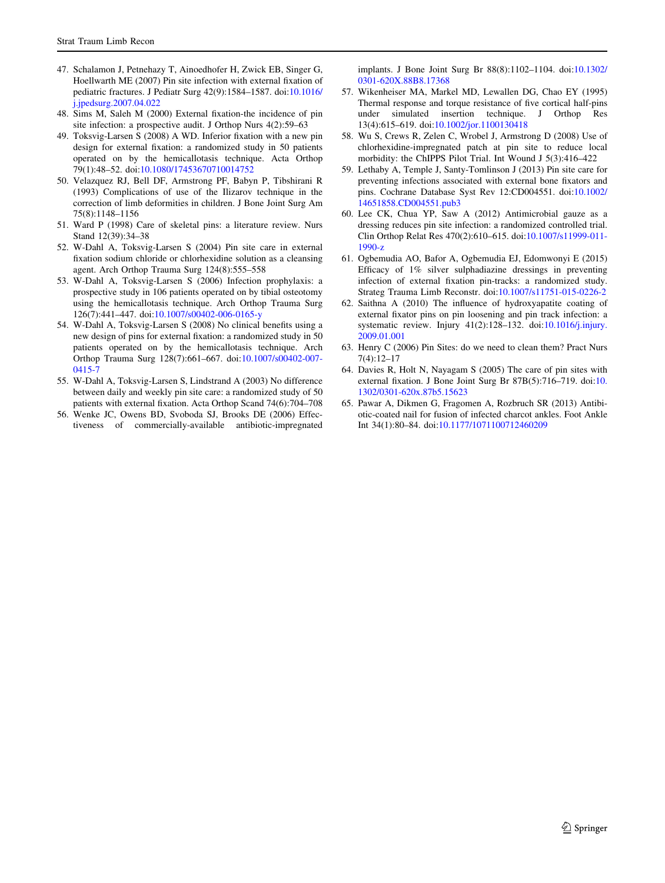47. Schalamon J, Petnehazy T, Ainoedhofer H, Zwick EB, Singer G, Hoellwarth ME (2007) Pin site infection with external fixation of pediatric fractures. J Pediatr Surg 42(9):1584–1587. doi:10.1016/j.jpedsurg.2007.04.022
48. Sims M, Saleh M (2000) External fixation-the incidence of pin site infection: a prospective audit. J Orthop Nurs 4(2):59–63
49. Toksvig-Larsen S (2008) A WD. Inferior fixation with a new pin design for external fixation: a randomized study in 50 patients operated on by the hemicallotasis technique. Acta Orthop 79(1):48–52. doi:10.1080/17453670710014752
50. Velazquez RJ, Bell DF, Armstrong PF, Babyn P, Tibshirani R (1993) Complications of use of the Ilizarov technique in the correction of limb deformities in children. J Bone Joint Surg Am 75(8):1148–1156
51. Ward P (1998) Care of skeletal pins: a literature review. Nurs Stand 12(39):34–38
52. W-Dahl A, Toksvig-Larsen S (2004) Pin site care in external fixation sodium chloride or chlorhexidine solution as a cleansing agent. Arch Orthop Trauma Surg 124(8):555–558
53. W-Dahl A, Toksvig-Larsen S (2006) Infection prophylaxis: a prospective study in 106 patients operated on by tibial osteotomy using the hemicallotasis technique. Arch Orthop Trauma Surg 126(7):441–447. doi:10.1007/s00402-006-0165-y
54. W-Dahl A, Toksvig-Larsen S (2008) No clinical benefits using a new design of pins for external fixation: a randomized study in 50 patients operated on by the hemicallotasis technique. Arch Orthop Trauma Surg 128(7):661–667. doi:10.1007/s00402-007-0415-7
55. W-Dahl A, Toksvig-Larsen S, Lindstrand A (2003) No difference between daily and weekly pin site care: a randomized study of 50 patients with external fixation. Acta Orthop Scand 74(6):704–708
56. Wenke JC, Owens BD, Svoboda SJ, Brooks DE (2006) Effectiveness of commercially-available antibiotic-impregnated implants. J Bone Joint Surg Br 88(8):1102–1104. doi:10.1302/0301-620X.88B8.17368
57. Wikenheiser MA, Markel MD, Lewallen DG, Chao EY (1995) Thermal response and torque resistance of five cortical half-pins under simulated insertion technique. J Orthop Res 13(4):615–619. doi:10.1002/jor.1100130418
58. Wu S, Crews R, Zelen C, Wrobel J, Armstrong D (2008) Use of chlorhexidine-impregnated patch at pin site to reduce local morbidity: the ChIPPS Pilot Trial. Int Wound J 5(3):416–422
59. Lethaby A, Temple J, Santy-Tomlinson J (2013) Pin site care for preventing infections associated with external bone fixators and pins. Cochrane Database Syst Rev 12:CD004551. doi:10.1002/14651858.CD004551.pub3
60. Lee CK, Chua YP, Saw A (2012) Antimicrobial gauze as a dressing reduces pin site infection: a randomized controlled trial. Clin Orthop Relat Res 470(2):610–615. doi:10.1007/s11999-011-1990-z
61. Ogbemudia AO, Bafor A, Ogbemudia EJ, Edomwonyi E (2015) Efficacy of 1% silver sulphadiazine dressings in preventing infection of external fixation pin-tracks: a randomized study. Strateg Trauma Limb Reconstr. doi:10.1007/s11751-015-0226-2
62. Saithna A (2010) The influence of hydroxyapatite coating of external fixator pins on pin loosening and pin track infection: a systematic review. Injury 41(2):128–132. doi:10.1016/j.injury.2009.01.001
63. Henry C (2006) Pin Sites: do we need to clean them? Pract Nurs 7(4):12–17
64. Davies R, Holt N, Nayagam S (2005) The care of pin sites with external fixation. J Bone Joint Surg Br 87B(5):716–719. doi:10.1302/0301-620x.87b5.15623
65. Pawar A, Dikmen G, Fragomen A, Rozbruch SR (2013) Antibiotic-coated nail for fusion of infected charcot ankles. Foot Ankle Int 34(1):80–84. doi:10.1177/1071100712460209